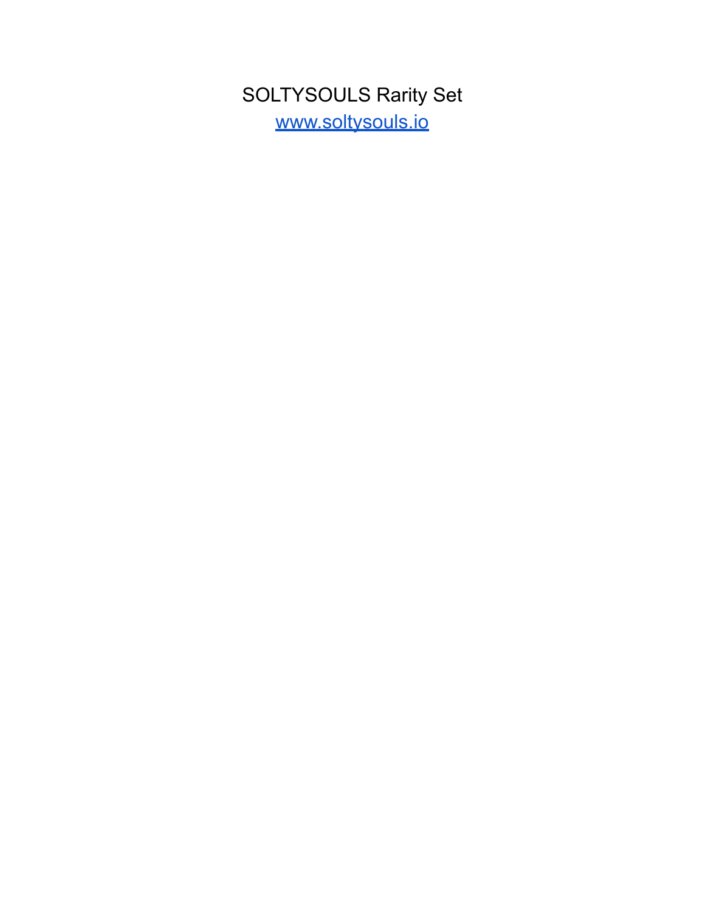# SOLTYSOULS Rarity Set

[www.soltysouls.io](http://www.soltysouls.io)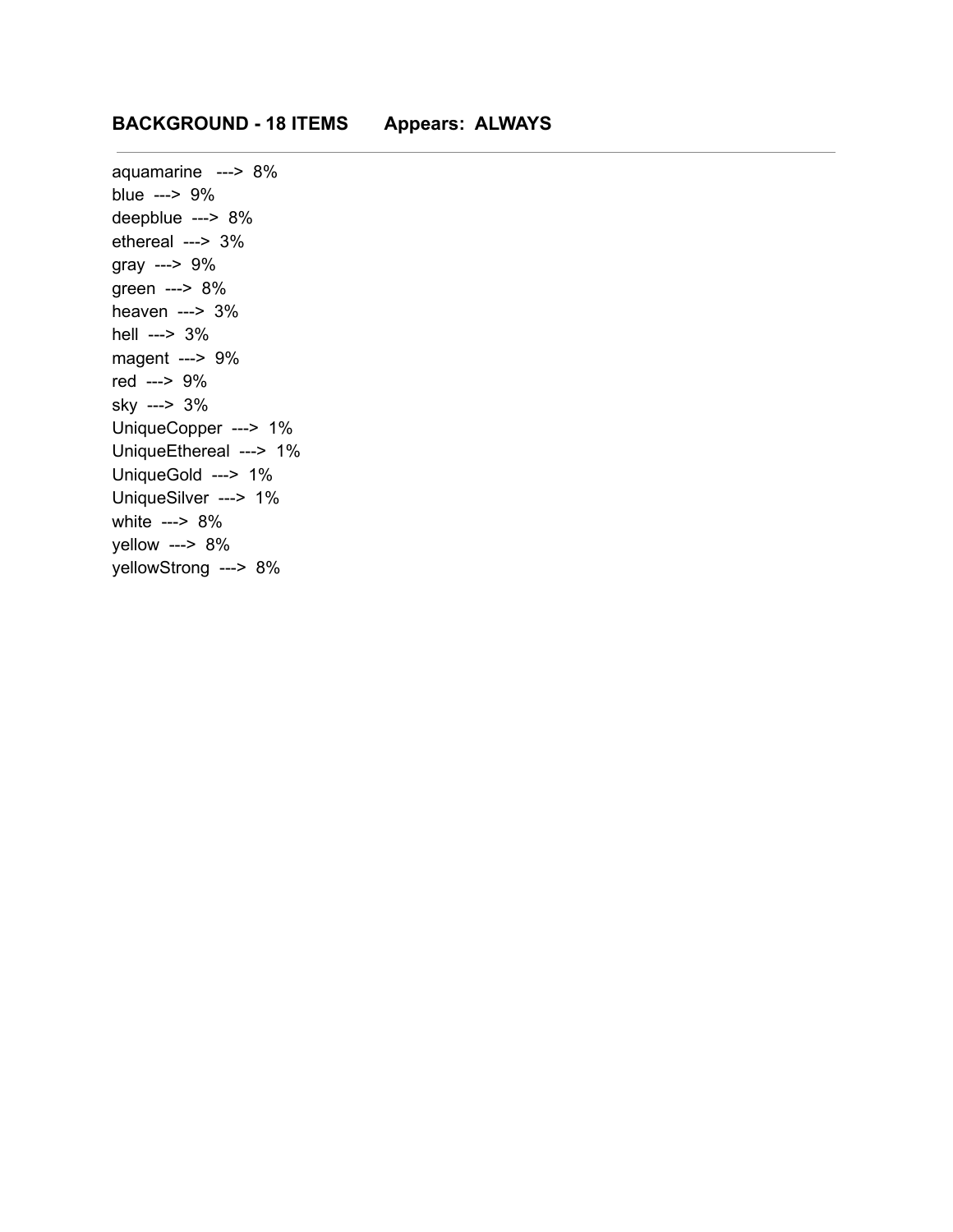**BACKGROUND - 18 ITEMS      Appears: ALWAYS**

---

aquamarine ---> 8%
blue ---> 9%
deepblue ---> 8%
ethereal ---> 3%
gray ---> 9%
green ---> 8%
heaven ---> 3%
hell ---> 3%
magent ---> 9%
red ---> 9%
sky ---> 3%
UniqueCopper ---> 1%
UniqueEthereal ---> 1%
UniqueGold ---> 1%
UniqueSilver ---> 1%
white ---> 8%
yellow ---> 8%
yellowStrong ---> 8%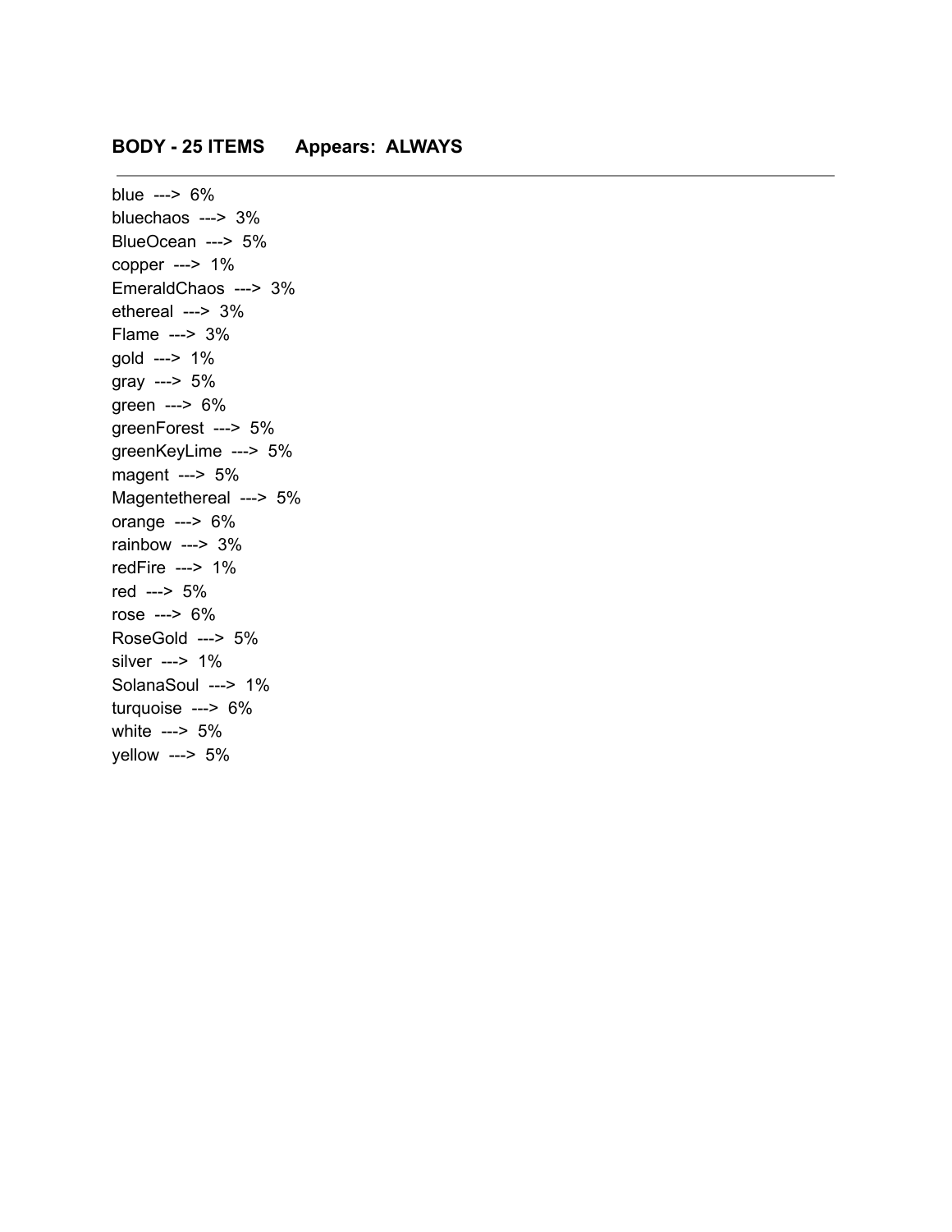**BODY - 25 ITEMS      Appears:  ALWAYS**

---

blue  --->  6%
bluechaos  --->  3%
BlueOcean  --->  5%
copper  --->  1%
EmeraldChaos  --->  3%
ethereal  --->  3%
Flame  --->  3%
gold  --->  1%
gray  --->  5%
green  --->  6%
greenForest  --->  5%
greenKeyLime  --->  5%
magent  --->  5%
Magentethereal  --->  5%
orange  --->  6%
rainbow  --->  3%
redFire  --->  1%
red  --->  5%
rose  --->  6%
RoseGold  --->  5%
silver  --->  1%
SolanaSoul  --->  1%
turquoise  --->  6%
white  --->  5%
yellow  --->  5%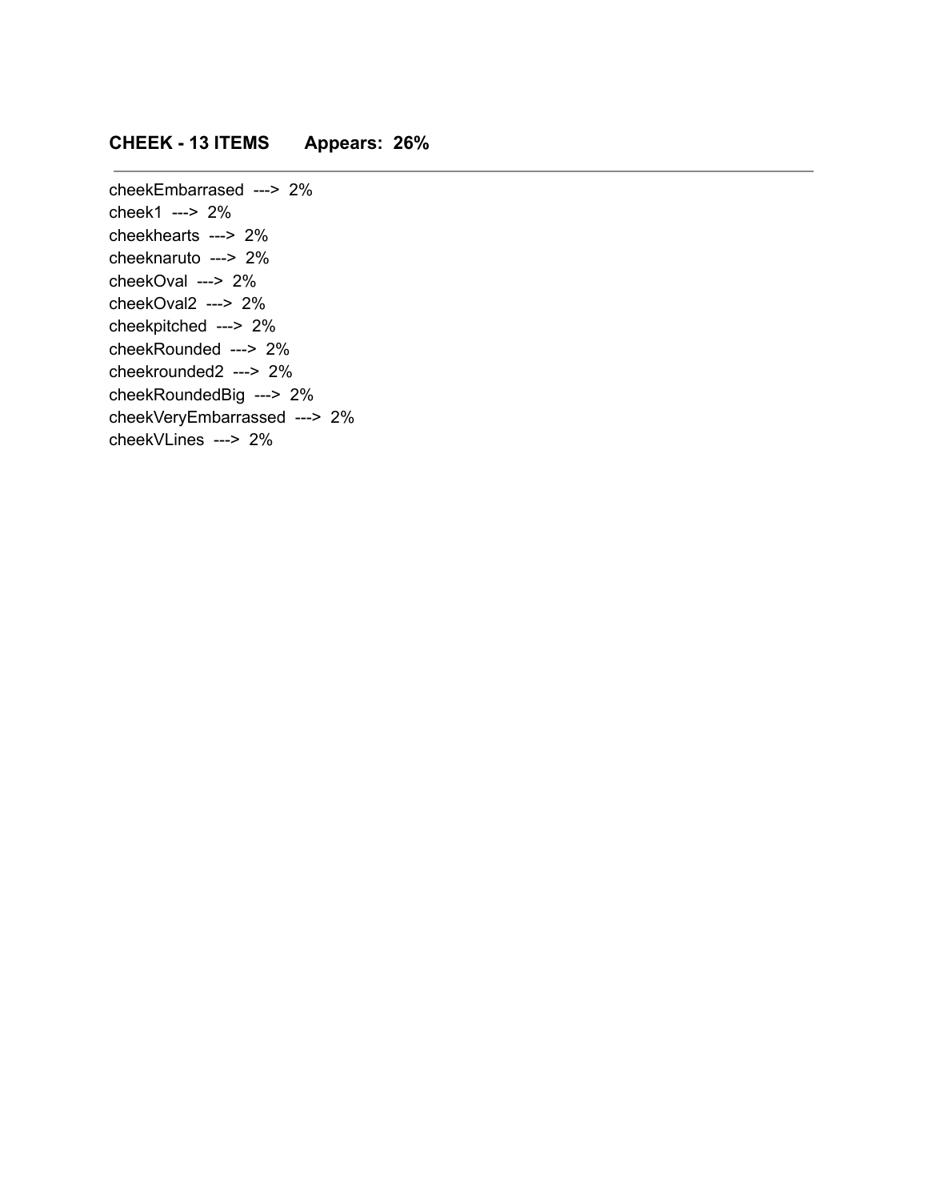**CHEEK - 13 ITEMS        Appears:  26%**

---

cheekEmbarrased  --->  2%
cheek1  --->  2%
cheekhearts  --->  2%
cheeknaruto  --->  2%
cheekOval  --->  2%
cheekOval2  --->  2%
cheekpitched  --->  2%
cheekRounded  --->  2%
cheekrounded2  --->  2%
cheekRoundedBig  --->  2%
cheekVeryEmbarrassed  --->  2%
cheekVLines  --->  2%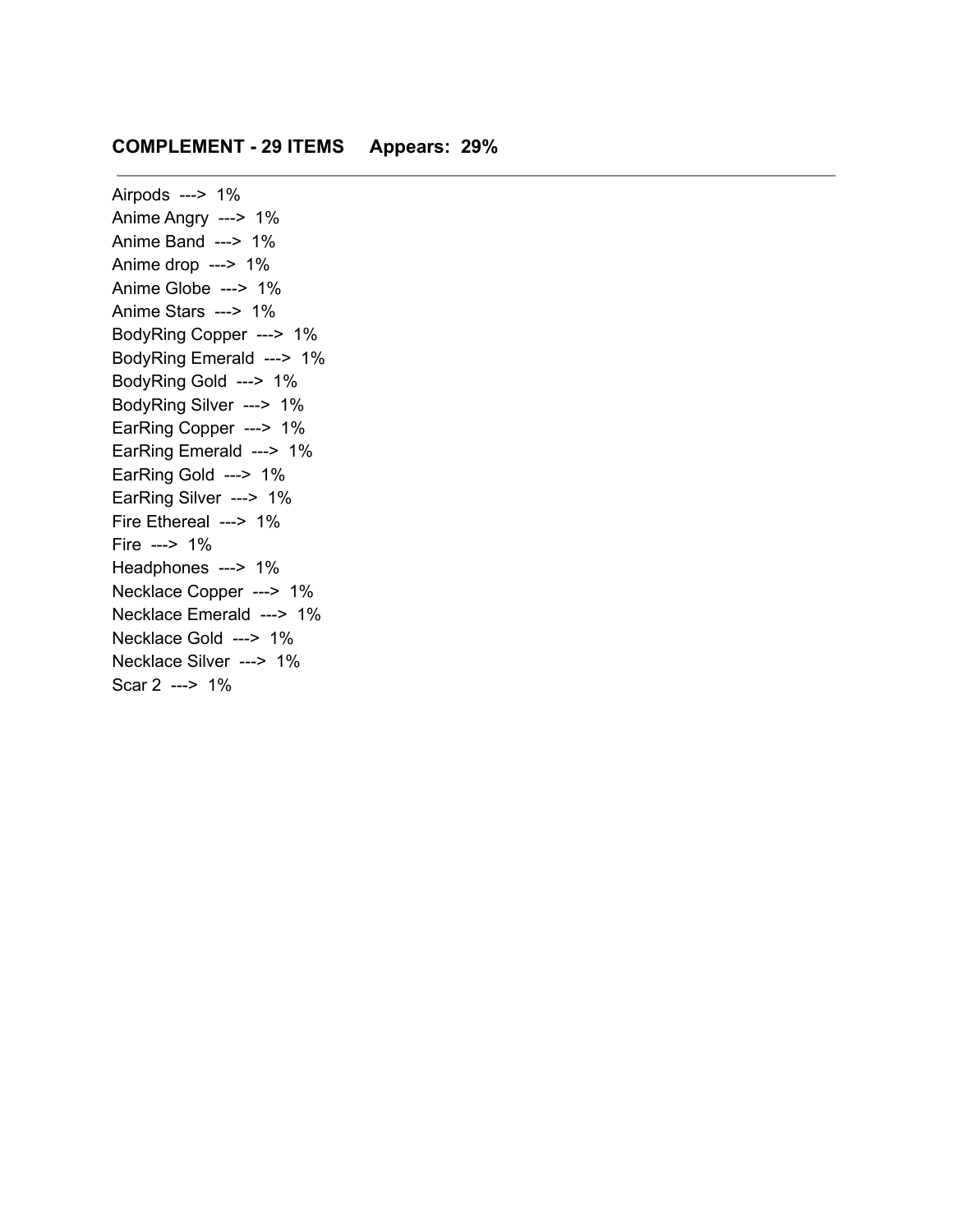**COMPLEMENT - 29 ITEMS     Appears:  29%**

---

Airpods  --->  1%
Anime Angry  --->  1%
Anime Band  --->  1%
Anime drop  --->  1%
Anime Globe  --->  1%
Anime Stars  --->  1%
BodyRing Copper  --->  1%
BodyRing Emerald  --->  1%
BodyRing Gold  --->  1%
BodyRing Silver  --->  1%
EarRing Copper  --->  1%
EarRing Emerald  --->  1%
EarRing Gold  --->  1%
EarRing Silver  --->  1%
Fire Ethereal  --->  1%
Fire  --->  1%
Headphones  --->  1%
Necklace Copper  --->  1%
Necklace Emerald  --->  1%
Necklace Gold  --->  1%
Necklace Silver  --->  1%
Scar 2  --->  1%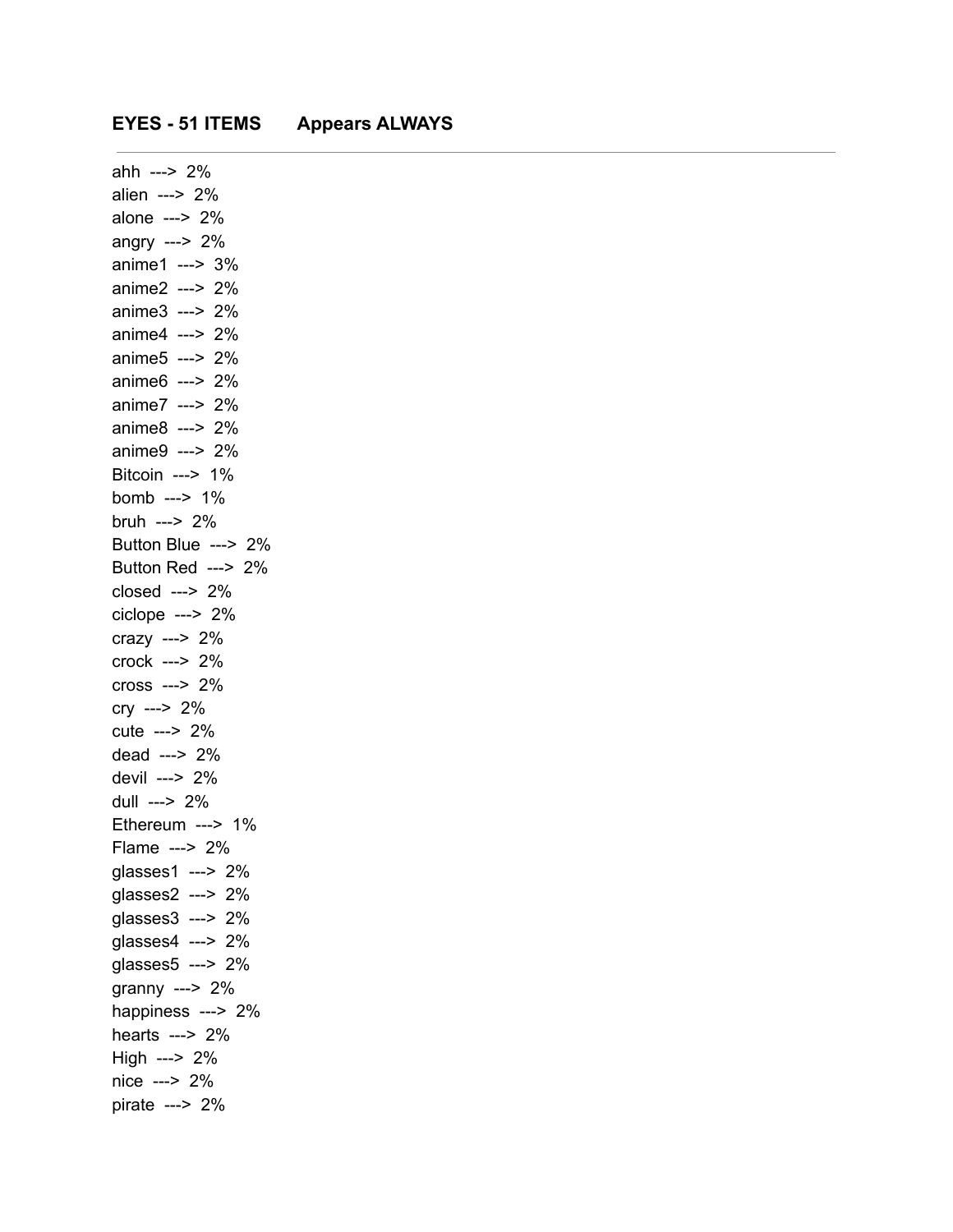**EYES - 51 ITEMS      Appears ALWAYS**

---

ahh  --->  2%
alien  --->  2%
alone  --->  2%
angry  --->  2%
anime1  --->  3%
anime2  --->  2%
anime3  --->  2%
anime4  --->  2%
anime5  --->  2%
anime6  --->  2%
anime7  --->  2%
anime8  --->  2%
anime9  --->  2%
Bitcoin  --->  1%
bomb  --->  1%
bruh  --->  2%
Button Blue  --->  2%
Button Red  --->  2%
closed  --->  2%
ciclope  --->  2%
crazy  --->  2%
crock  --->  2%
cross  --->  2%
cry  --->  2%
cute  --->  2%
dead  --->  2%
devil  --->  2%
dull  --->  2%
Ethereum  --->  1%
Flame  --->  2%
glasses1  --->  2%
glasses2  --->  2%
glasses3  --->  2%
glasses4  --->  2%
glasses5  --->  2%
granny  --->  2%
happiness  --->  2%
hearts  --->  2%
High  --->  2%
nice  --->  2%
pirate  --->  2%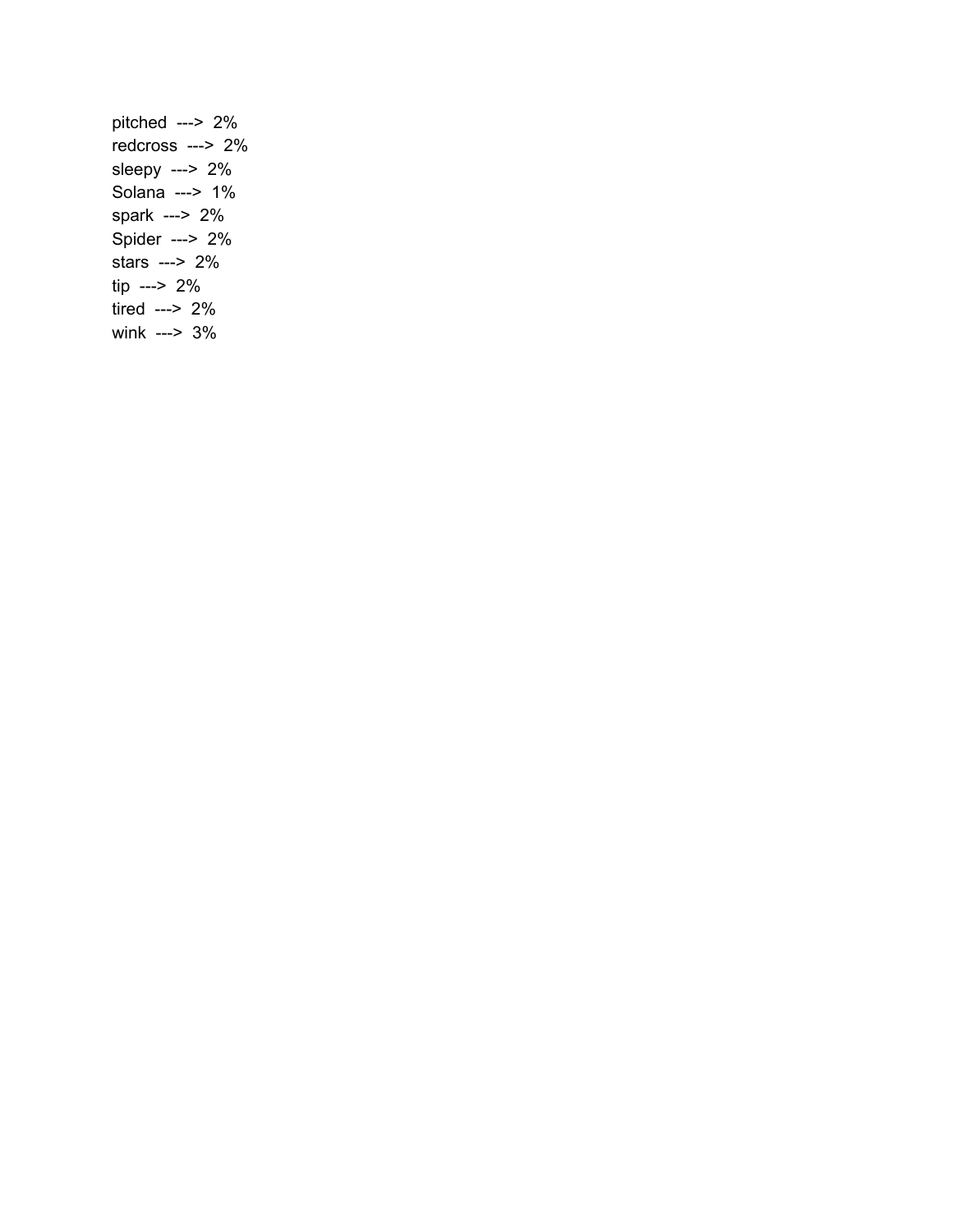pitched ---> 2%
redcross ---> 2%
sleepy ---> 2%
Solana ---> 1%
spark ---> 2%
Spider ---> 2%
stars ---> 2%
tip ---> 2%
tired ---> 2%
wink ---> 3%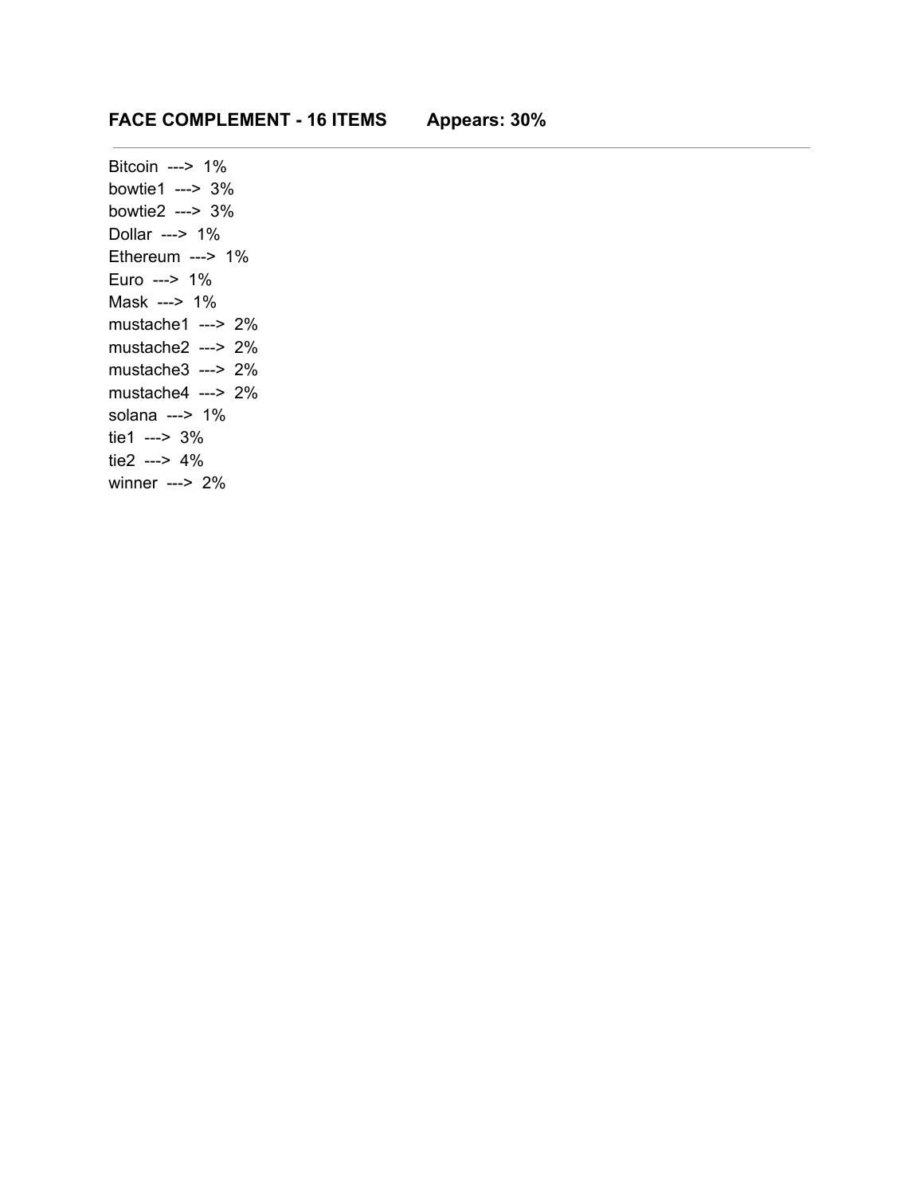**FACE COMPLEMENT - 16 ITEMS        Appears: 30%**

---

Bitcoin  --->  1%
bowtie1  --->  3%
bowtie2  --->  3%
Dollar  --->  1%
Ethereum  --->  1%
Euro  --->  1%
Mask  --->  1%
mustache1  --->  2%
mustache2  --->  2%
mustache3  --->  2%
mustache4  --->  2%
solana  --->  1%
tie1  --->  3%
tie2  --->  4%
winner  --->  2%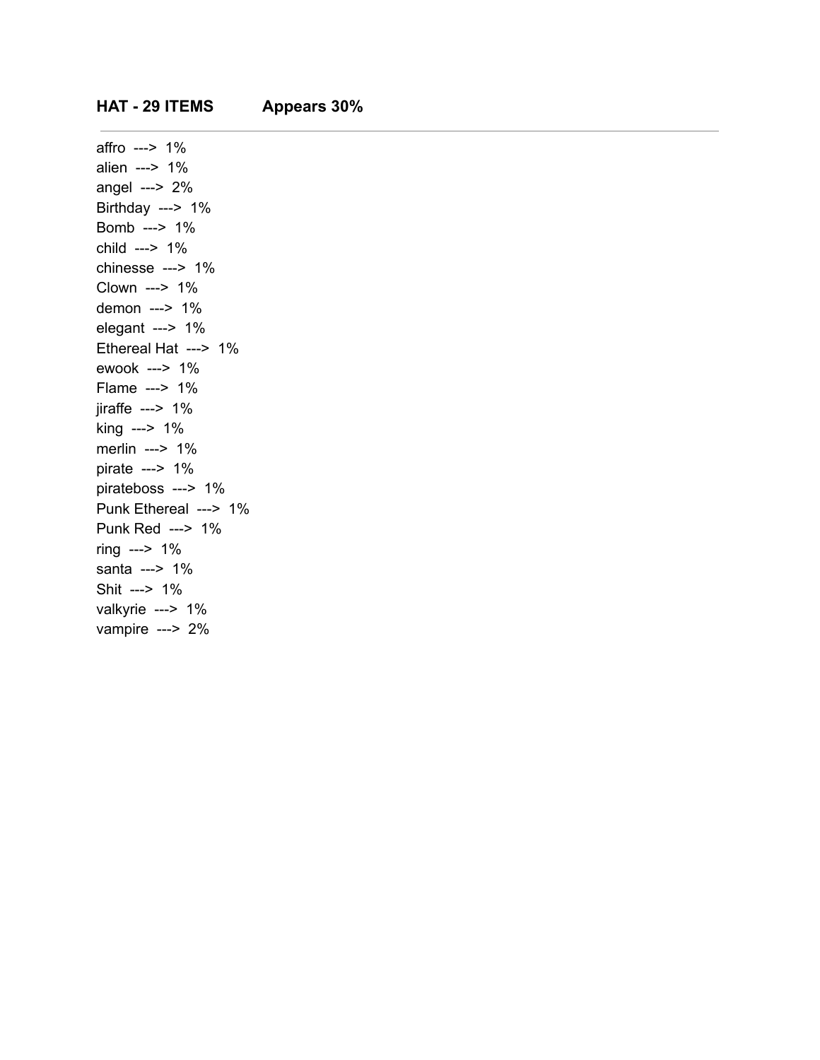**HAT - 29 ITEMS** **Appears 30%**

---

affro ---> 1%
alien ---> 1%
angel ---> 2%
Birthday ---> 1%
Bomb ---> 1%
child ---> 1%
chinesse ---> 1%
Clown ---> 1%
demon ---> 1%
elegant ---> 1%
Ethereal Hat ---> 1%
ewook ---> 1%
Flame ---> 1%
jiraffe ---> 1%
king ---> 1%
merlin ---> 1%
pirate ---> 1%
pirateboss ---> 1%
Punk Ethereal ---> 1%
Punk Red ---> 1%
ring ---> 1%
santa ---> 1%
Shit ---> 1%
valkyrie ---> 1%
vampire ---> 2%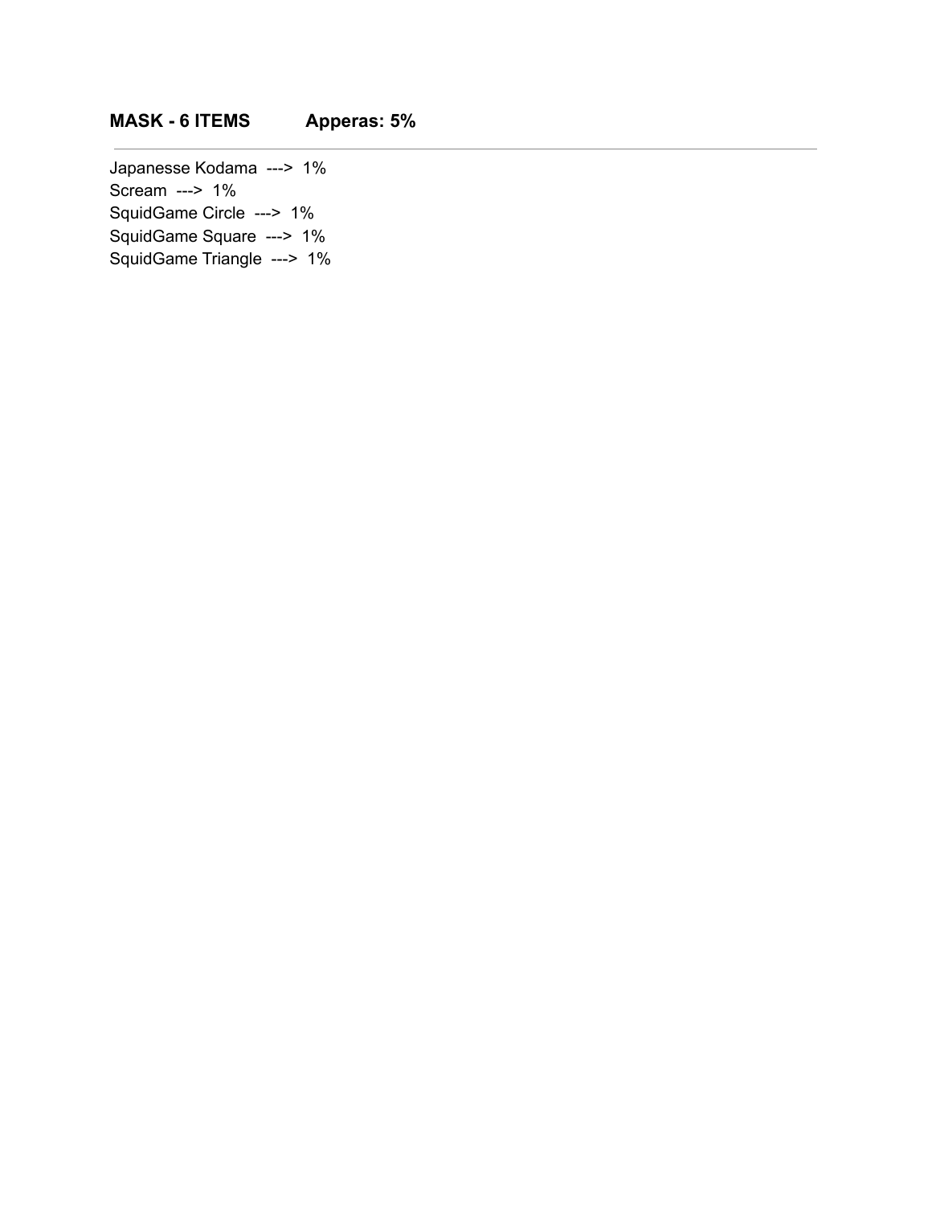**MASK - 6 ITEMS          Apperas: 5%**

---

Japanesse Kodama  --->  1%
Scream  --->  1%
SquidGame Circle  --->  1%
SquidGame Square  --->  1%
SquidGame Triangle  --->  1%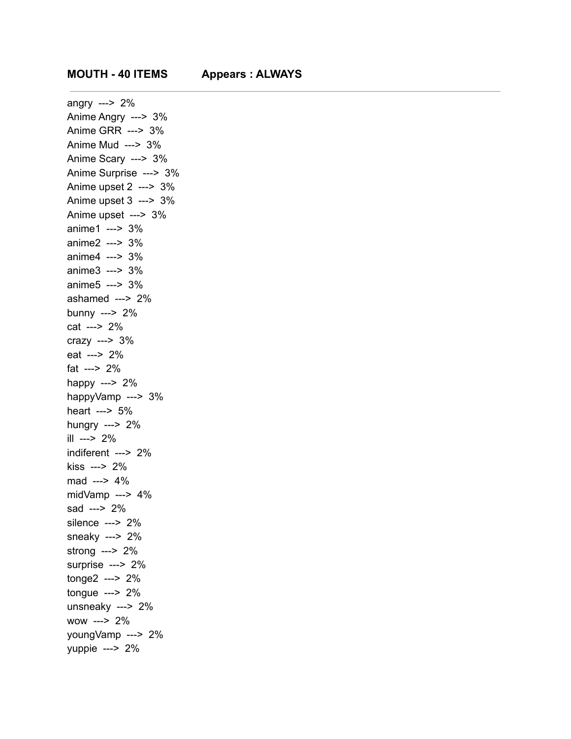**MOUTH - 40 ITEMS        Appears : ALWAYS**

---

angry ---> 2%
Anime Angry ---> 3%
Anime GRR ---> 3%
Anime Mud ---> 3%
Anime Scary ---> 3%
Anime Surprise ---> 3%
Anime upset 2 ---> 3%
Anime upset 3 ---> 3%
Anime upset ---> 3%
anime1 ---> 3%
anime2 ---> 3%
anime4 ---> 3%
anime3 ---> 3%
anime5 ---> 3%
ashamed ---> 2%
bunny ---> 2%
cat ---> 2%
crazy ---> 3%
eat ---> 2%
fat ---> 2%
happy ---> 2%
happyVamp ---> 3%
heart ---> 5%
hungry ---> 2%
ill ---> 2%
indiferent ---> 2%
kiss ---> 2%
mad ---> 4%
midVamp ---> 4%
sad ---> 2%
silence ---> 2%
sneaky ---> 2%
strong ---> 2%
surprise ---> 2%
tonge2 ---> 2%
tongue ---> 2%
unsneaky ---> 2%
wow ---> 2%
youngVamp ---> 2%
yuppie ---> 2%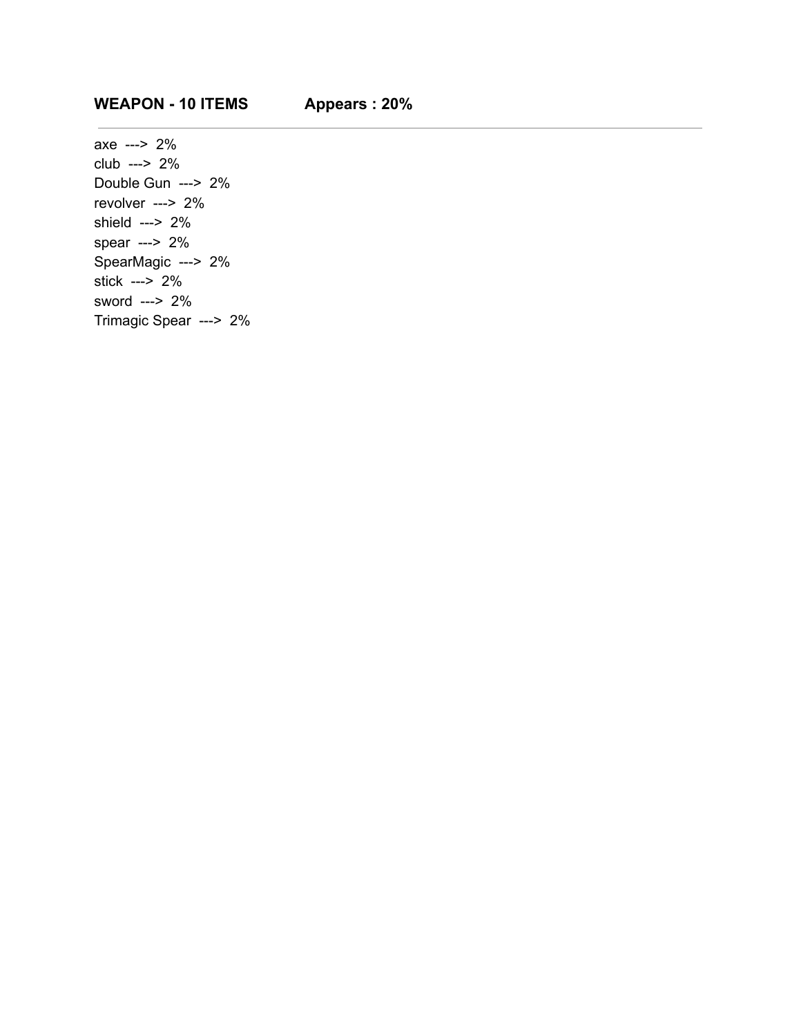**WEAPON - 10 ITEMS Appears : 20%**

---

axe ---> 2%
club ---> 2%
Double Gun ---> 2%
revolver ---> 2%
shield ---> 2%
spear ---> 2%
SpearMagic ---> 2%
stick ---> 2%
sword ---> 2%
Trimagic Spear ---> 2%